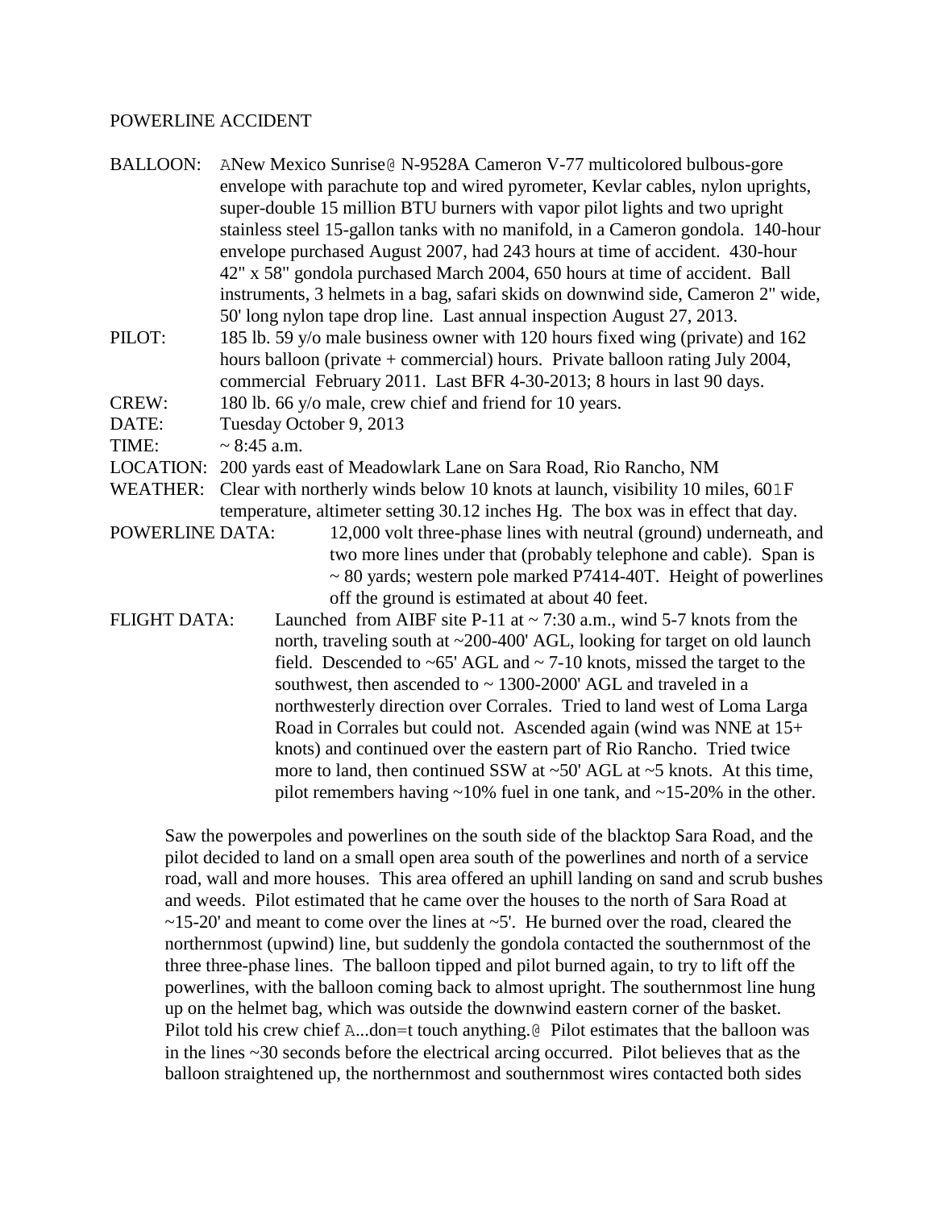POWERLINE ACCIDENT

BALLOON: ANew Mexico Sunrise@ N-9528A Cameron V-77 multicolored bulbous-gore envelope with parachute top and wired pyrometer, Kevlar cables, nylon uprights, super-double 15 million BTU burners with vapor pilot lights and two upright stainless steel 15-gallon tanks with no manifold, in a Cameron gondola. 140-hour envelope purchased August 2007, had 243 hours at time of accident. 430-hour 42" x 58" gondola purchased March 2004, 650 hours at time of accident. Ball instruments, 3 helmets in a bag, safari skids on downwind side, Cameron 2" wide, 50' long nylon tape drop line. Last annual inspection August 27, 2013.

PILOT: 185 lb. 59 y/o male business owner with 120 hours fixed wing (private) and 162 hours balloon (private + commercial) hours. Private balloon rating July 2004, commercial February 2011. Last BFR 4-30-2013; 8 hours in last 90 days.

CREW: 180 lb. 66 y/o male, crew chief and friend for 10 years.

DATE: Tuesday October 9, 2013

TIME: ~ 8:45 a.m.

LOCATION: 200 yards east of Meadowlark Lane on Sara Road, Rio Rancho, NM

WEATHER: Clear with northerly winds below 10 knots at launch, visibility 10 miles, 601F temperature, altimeter setting 30.12 inches Hg. The box was in effect that day.

POWERLINE DATA: 12,000 volt three-phase lines with neutral (ground) underneath, and two more lines under that (probably telephone and cable). Span is ~ 80 yards; western pole marked P7414-40T. Height of powerlines off the ground is estimated at about 40 feet.

FLIGHT DATA: Launched from AIBF site P-11 at ~ 7:30 a.m., wind 5-7 knots from the north, traveling south at ~200-400' AGL, looking for target on old launch field. Descended to ~65' AGL and ~ 7-10 knots, missed the target to the southwest, then ascended to ~ 1300-2000' AGL and traveled in a northwesterly direction over Corrales. Tried to land west of Loma Larga Road in Corrales but could not. Ascended again (wind was NNE at 15+ knots) and continued over the eastern part of Rio Rancho. Tried twice more to land, then continued SSW at ~50' AGL at ~5 knots. At this time, pilot remembers having ~10% fuel in one tank, and ~15-20% in the other.

Saw the powerpoles and powerlines on the south side of the blacktop Sara Road, and the pilot decided to land on a small open area south of the powerlines and north of a service road, wall and more houses. This area offered an uphill landing on sand and scrub bushes and weeds. Pilot estimated that he came over the houses to the north of Sara Road at ~15-20' and meant to come over the lines at ~5'. He burned over the road, cleared the northernmost (upwind) line, but suddenly the gondola contacted the southernmost of the three three-phase lines. The balloon tipped and pilot burned again, to try to lift off the powerlines, with the balloon coming back to almost upright. The southernmost line hung up on the helmet bag, which was outside the downwind eastern corner of the basket. Pilot told his crew chief A...don=t touch anything.@ Pilot estimates that the balloon was in the lines ~30 seconds before the electrical arcing occurred. Pilot believes that as the balloon straightened up, the northernmost and southernmost wires contacted both sides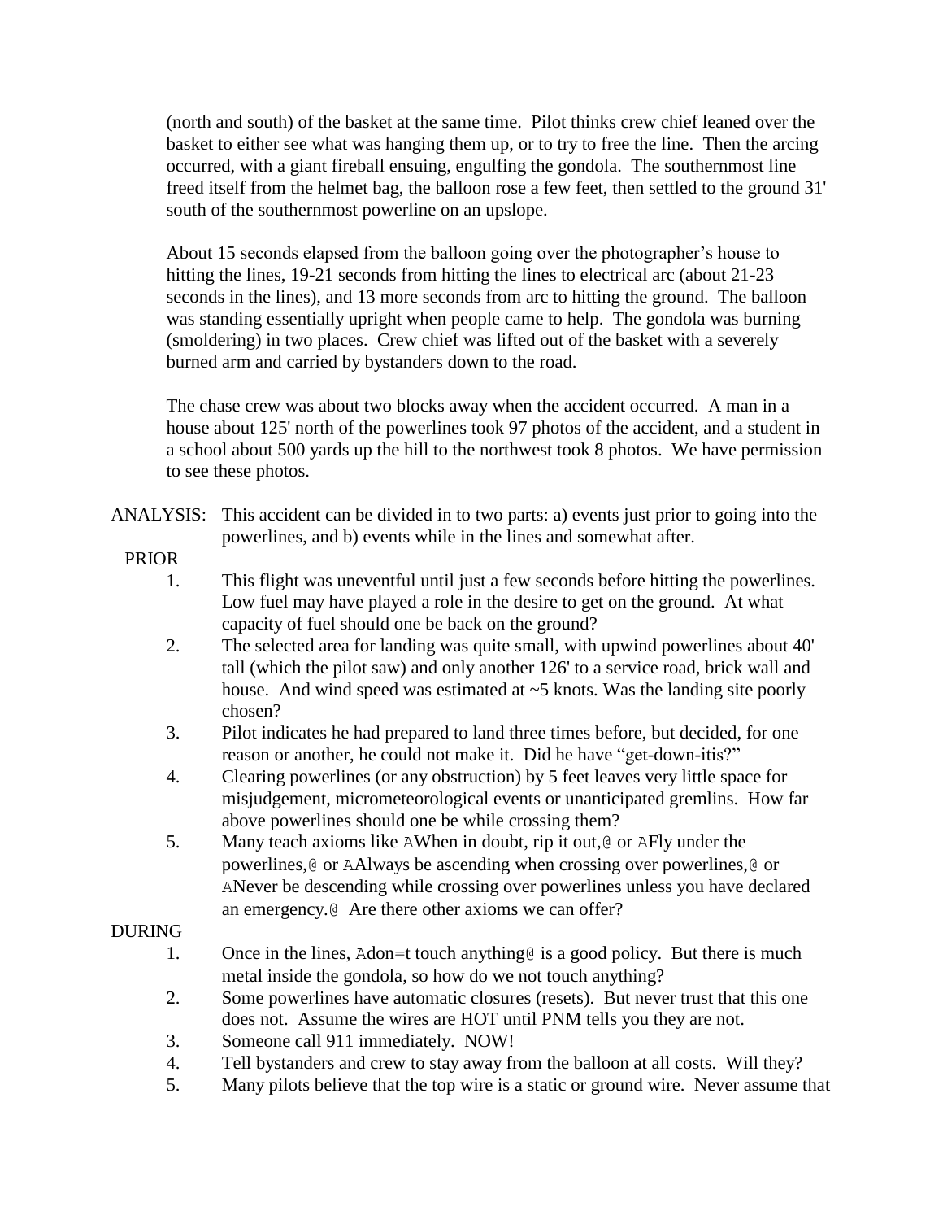(north and south) of the basket at the same time. Pilot thinks crew chief leaned over the basket to either see what was hanging them up, or to try to free the line. Then the arcing occurred, with a giant fireball ensuing, engulfing the gondola. The southernmost line freed itself from the helmet bag, the balloon rose a few feet, then settled to the ground 31' south of the southernmost powerline on an upslope.

About 15 seconds elapsed from the balloon going over the photographer's house to hitting the lines, 19-21 seconds from hitting the lines to electrical arc (about 21-23 seconds in the lines), and 13 more seconds from arc to hitting the ground. The balloon was standing essentially upright when people came to help. The gondola was burning (smoldering) in two places. Crew chief was lifted out of the basket with a severely burned arm and carried by bystanders down to the road.

The chase crew was about two blocks away when the accident occurred. A man in a house about 125' north of the powerlines took 97 photos of the accident, and a student in a school about 500 yards up the hill to the northwest took 8 photos. We have permission to see these photos.

ANALYSIS: This accident can be divided in to two parts: a) events just prior to going into the powerlines, and b) events while in the lines and somewhat after.

PRIOR

1. This flight was uneventful until just a few seconds before hitting the powerlines. Low fuel may have played a role in the desire to get on the ground. At what capacity of fuel should one be back on the ground?
2. The selected area for landing was quite small, with upwind powerlines about 40' tall (which the pilot saw) and only another 126' to a service road, brick wall and house. And wind speed was estimated at ~5 knots. Was the landing site poorly chosen?
3. Pilot indicates he had prepared to land three times before, but decided, for one reason or another, he could not make it. Did he have "get-down-itis?"
4. Clearing powerlines (or any obstruction) by 5 feet leaves very little space for misjudgement, micrometeorological events or unanticipated gremlins. How far above powerlines should one be while crossing them?
5. Many teach axioms like AWhen in doubt, rip it out,@ or AFly under the powerlines,@ or AAlways be ascending when crossing over powerlines,@ or ANever be descending while crossing over powerlines unless you have declared an emergency.@ Are there other axioms we can offer?

DURING

1. Once in the lines, Adon=t touch anything@ is a good policy. But there is much metal inside the gondola, so how do we not touch anything?
2. Some powerlines have automatic closures (resets). But never trust that this one does not. Assume the wires are HOT until PNM tells you they are not.
3. Someone call 911 immediately. NOW!
4. Tell bystanders and crew to stay away from the balloon at all costs. Will they?
5. Many pilots believe that the top wire is a static or ground wire. Never assume that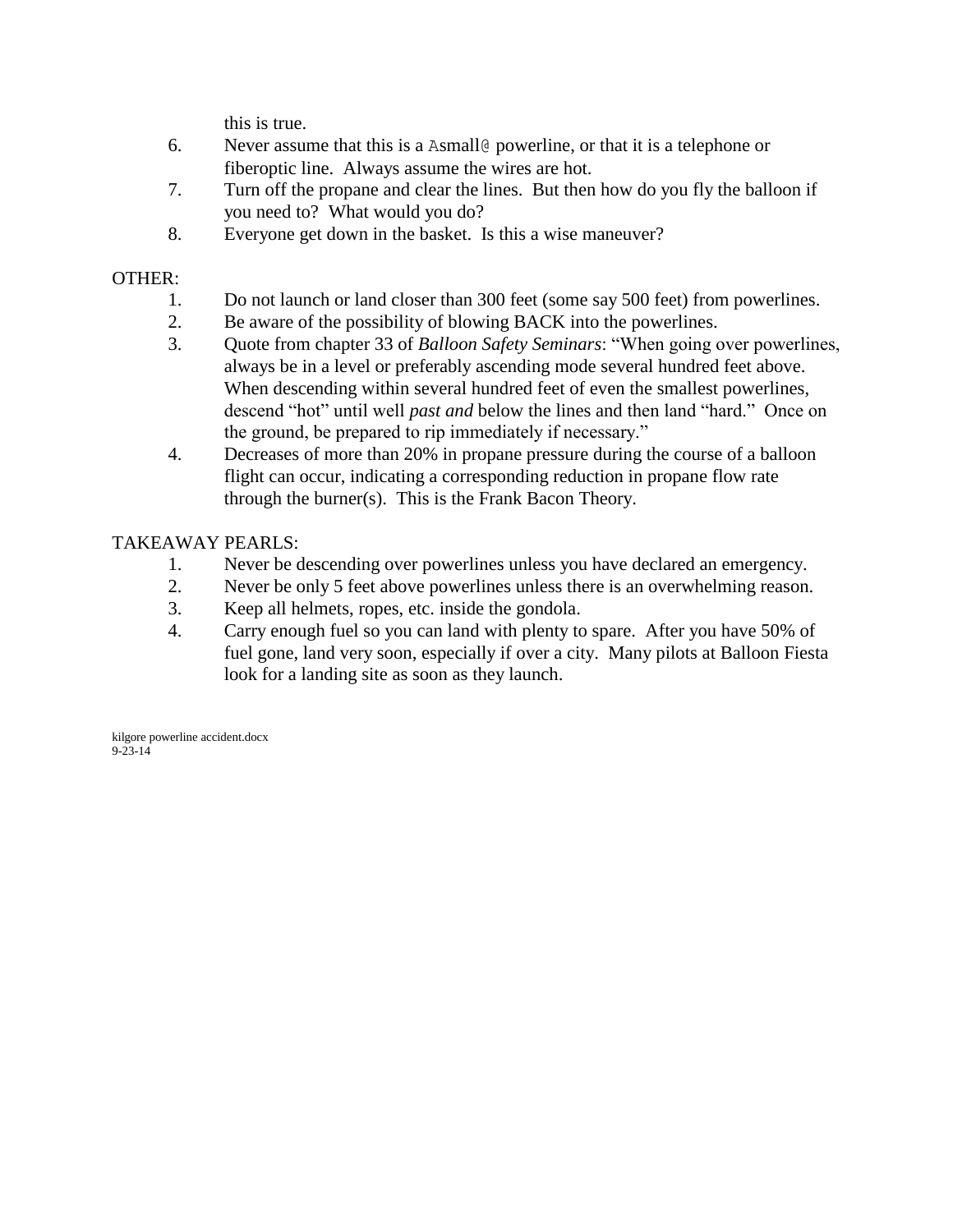this is true.

6. Never assume that this is a Asmall@ powerline, or that it is a telephone or fiberoptic line. Always assume the wires are hot.
7. Turn off the propane and clear the lines. But then how do you fly the balloon if you need to? What would you do?
8. Everyone get down in the basket. Is this a wise maneuver?

OTHER:

1. Do not launch or land closer than 300 feet (some say 500 feet) from powerlines.
2. Be aware of the possibility of blowing BACK into the powerlines.
3. Quote from chapter 33 of *Balloon Safety Seminars*: "When going over powerlines, always be in a level or preferably ascending mode several hundred feet above. When descending within several hundred feet of even the smallest powerlines, descend "hot" until well *past and* below the lines and then land "hard." Once on the ground, be prepared to rip immediately if necessary."
4. Decreases of more than 20% in propane pressure during the course of a balloon flight can occur, indicating a corresponding reduction in propane flow rate through the burner(s). This is the Frank Bacon Theory.

TAKEAWAY PEARLS:

1. Never be descending over powerlines unless you have declared an emergency.
2. Never be only 5 feet above powerlines unless there is an overwhelming reason.
3. Keep all helmets, ropes, etc. inside the gondola.
4. Carry enough fuel so you can land with plenty to spare. After you have 50% of fuel gone, land very soon, especially if over a city. Many pilots at Balloon Fiesta look for a landing site as soon as they launch.

kilgore powerline accident.docx
9-23-14